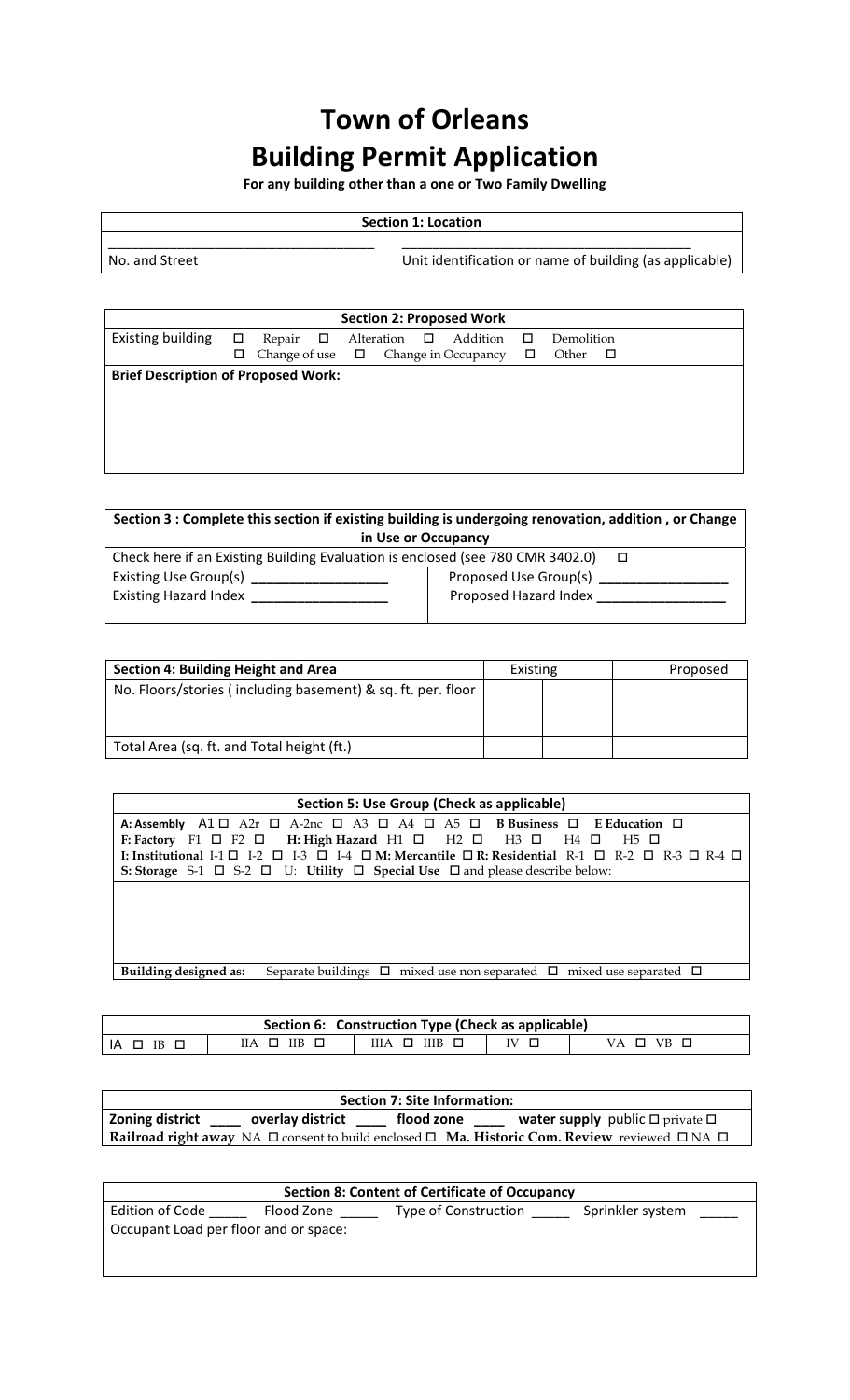# Town of Orleans
# Building Permit Application

**For any building other than a one or Two Family Dwelling**

| **Section 1: Location** | |
|---|---|
| ___________________________________ | ______________________________________ |
| No. and Street | Unit identification or name of building (as applicable) |

| **Section 2: Proposed Work** |
|---|
| Existing building ☐ Repair ☐ Alteration ☐ Addition ☐ Demolition ☐ Change of use ☐ Change in Occupancy ☐ Other ☐ |
| **Brief Description of Proposed Work:** |

| **Section 3 : Complete this section if existing building is undergoing renovation, addition , or Change in Use or Occupancy** | |
|---|---|
| Check here if an Existing Building Evaluation is enclosed (see 780 CMR 3402.0) ☐ | |
| Existing Use Group(s) _________________ | Proposed Use Group(s) ________________ |
| Existing Hazard Index _________________ | Proposed Hazard Index ________________ |

| **Section 4: Building Height and Area** | Existing | | Proposed | |
|---|---|---|---|---|
| No. Floors/stories ( including basement) & sq. ft. per. floor | | | | |
| Total Area (sq. ft. and Total height (ft.) | | | | |

| **Section 5: Use Group (Check as applicable)** |
|---|
| **A: Assembly** A1 ☐ A2r ☐ A-2nc ☐ A3 ☐ A4 ☐ A5 ☐ **B Business** ☐ **E Education** ☐ |
| **F: Factory** F1 ☐ F2 ☐ **H: High Hazard** H1 ☐ H2 ☐ H3 ☐ H4 ☐ H5 ☐ |
| **I: Institutional** I-1 ☐ I-2 ☐ I-3 ☐ I-4 ☐ **M: Mercantile** ☐ **R: Residential** R-1 ☐ R-2 ☐ R-3 ☐ R-4 ☐ |
| **S: Storage** S-1 ☐ S-2 ☐ U: **Utility** ☐ **Special Use** ☐ and please describe below: |
| |
| **Building designed as:** Separate buildings ☐ mixed use non separated ☐ mixed use separated ☐ |

| **Section 6: Construction Type (Check as applicable)** | | | | |
|---|---|---|---|---|
| IA ☐ IB ☐ | IIA ☐ IIB ☐ | IIIA ☐ IIIB ☐ | IV ☐ | VA ☐ VB ☐ |

| **Section 7: Site Information:** |
|---|
| **Zoning district** ____ **overlay district** ____ **flood zone** ____ **water supply** public ☐ private ☐ |
| **Railroad right away** NA ☐ consent to build enclosed ☐ **Ma. Historic Com. Review** reviewed ☐ NA ☐ |

| **Section 8: Content of Certificate of Occupancy** |
|---|
| Edition of Code _____ Flood Zone _____ Type of Construction _____ Sprinkler system _____ |
| Occupant Load per floor and or space: |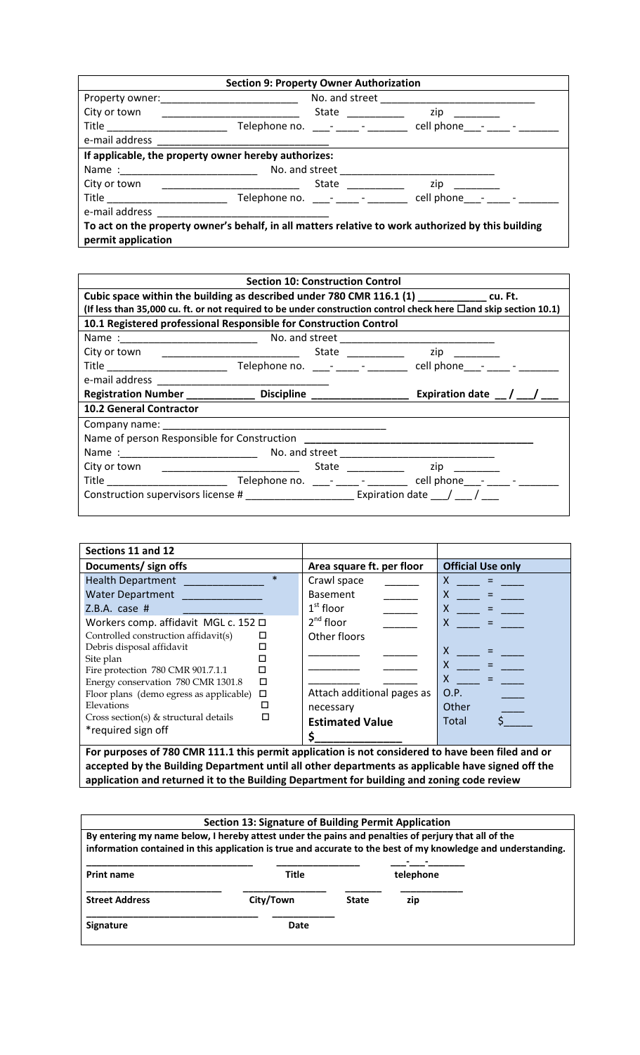## Section 9: Property Owner Authorization

Property owner:_______________________ No. and street ___________________________

City or town _______________________ State __________ zip ________

Title _____________________ Telephone no. ___-____-_______ cell phone___-____-_______

e-mail address ____________________________

**If applicable, the property owner hereby authorizes:**

Name :_______________________ No. and street ___________________________

City or town _______________________ State __________ zip ________

Title _____________________ Telephone no. ___-____-_______ cell phone___-____-_______

e-mail address ____________________________

**To act on the property owner's behalf, in all matters relative to work authorized by this building permit application**

## Section 10: Construction Control

**Cubic space within the building as described under 780 CMR 116.1 (1) ____________ cu. Ft.**

**(If less than 35,000 cu. ft. or not required to be under construction control check here ☐and skip section 10.1)**

**10.1 Registered professional Responsible for Construction Control**

Name :_______________________ No. and street ___________________________

City or town _______________________ State __________ zip ________

Title _____________________ Telephone no. ___-____-_______ cell phone___-____-_______

e-mail address ____________________________

**Registration Number ____________ Discipline _______________ Expiration date __/__/__**

**10.2 General Contractor**

Company name: ______________________________________

Name of person Responsible for Construction ______________________________________

Name :_______________________ No. and street ___________________________

City or town _______________________ State __________ zip ________

Title _____________________ Telephone no. ___-____-_______ cell phone___-____-_______

Construction supervisors license # __________________ Expiration date ___/___/___

## Sections 11 and 12

| Documents/ sign offs | Area square ft. per floor | Official Use only |
|---|---|---|
| Health Department _____________ * | Crawl space ______ | X ____ = ____ |
| Water Department _____________ | Basement ______ | X ____ = ____ |
| Z.B.A. case # _____________ | 1st floor ______ | X ____ = ____ |
| Workers comp. affidavit MGL c. 152 ☐ | 2nd floor ______ | X ____ = ____ |
| Controlled construction affidavit(s) ☐ | Other floors | |
| Debris disposal affidavit ☐ | _________ ______ | X ____ = ____ |
| Site plan ☐ | _________ ______ | X ____ = ____ |
| Fire protection 780 CMR 901.7.1.1 ☐ | _________ ______ | X ____ = ____ |
| Energy conservation 780 CMR 1301.8 ☐ | | |
| Floor plans (demo egress as applicable) ☐ | Attach additional pages as | O.P. ____ |
| Elevations ☐ | necessary | Other ____ |
| Cross section(s) & structural details ☐ | **Estimated Value** | Total $_____ |
| *required sign off | **$______________** | |

**For purposes of 780 CMR 111.1 this permit application is not considered to have been filed and or accepted by the Building Department until all other departments as applicable have signed off the application and returned it to the Building Department for building and zoning code review**

## Section 13: Signature of Building Permit Application

**By entering my name below, I hereby attest under the pains and penalties of perjury that all of the information contained in this application is true and accurate to the best of my knowledge and understanding.**

| | | | |
|---|---|---|---|
| ______________________________ | ______________ | | ___-___-______ |
| **Print name** | **Title** | | **telephone** |
| ______________________ | ______________ | ______ | __________ |
| **Street Address** | **City/Town** | **State** | **zip** |
| ______________________________ | __________ | | |
| **Signature** | **Date** | | |